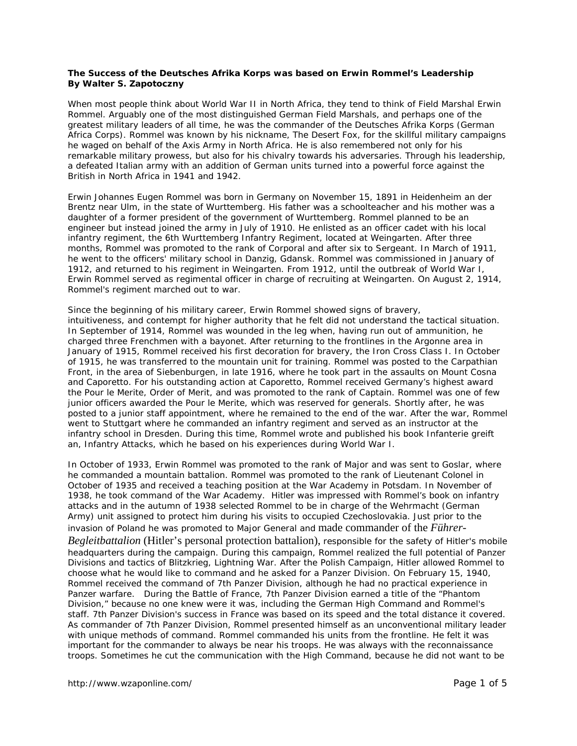**The Success of the Deutsches Afrika Korps was based on Erwin Rommel's Leadership**
**By Walter S. Zapotoczny**

When most people think about World War II in North Africa, they tend to think of Field Marshal Erwin Rommel. Arguably one of the most distinguished German Field Marshals, and perhaps one of the greatest military leaders of all time, he was the commander of the Deutsches Afrika Korps (German Africa Corps). Rommel was known by his nickname, The Desert Fox, for the skillful military campaigns he waged on behalf of the Axis Army in North Africa. He is also remembered not only for his remarkable military prowess, but also for his chivalry towards his adversaries. Through his leadership, a defeated Italian army with an addition of German units turned into a powerful force against the British in North Africa in 1941 and 1942.

Erwin Johannes Eugen Rommel was born in Germany on November 15, 1891 in Heidenheim an der Brentz near Ulm, in the state of Wurttemberg. His father was a schoolteacher and his mother was a daughter of a former president of the government of Wurttemberg. Rommel planned to be an engineer but instead joined the army in July of 1910. He enlisted as an officer cadet with his local infantry regiment, the 6th Wurttemberg Infantry Regiment, located at Weingarten. After three months, Rommel was promoted to the rank of Corporal and after six to Sergeant. In March of 1911, he went to the officers' military school in Danzig, Gdansk. Rommel was commissioned in January of 1912, and returned to his regiment in Weingarten. From 1912, until the outbreak of World War I, Erwin Rommel served as regimental officer in charge of recruiting at Weingarten. On August 2, 1914, Rommel's regiment marched out to war.

Since the beginning of his military career, Erwin Rommel showed signs of bravery, intuitiveness, and contempt for higher authority that he felt did not understand the tactical situation. In September of 1914, Rommel was wounded in the leg when, having run out of ammunition, he charged three Frenchmen with a bayonet. After returning to the frontlines in the Argonne area in January of 1915, Rommel received his first decoration for bravery, the Iron Cross Class I. In October of 1915, he was transferred to the mountain unit for training. Rommel was posted to the Carpathian Front, in the area of Siebenburgen, in late 1916, where he took part in the assaults on Mount Cosna and Caporetto. For his outstanding action at Caporetto, Rommel received Germany's highest award the Pour le Merite, Order of Merit, and was promoted to the rank of Captain. Rommel was one of few junior officers awarded the Pour le Merite, which was reserved for generals. Shortly after, he was posted to a junior staff appointment, where he remained to the end of the war. After the war, Rommel went to Stuttgart where he commanded an infantry regiment and served as an instructor at the infantry school in Dresden. During this time, Rommel wrote and published his book Infanterie greift an, Infantry Attacks, which he based on his experiences during World War I.

In October of 1933, Erwin Rommel was promoted to the rank of Major and was sent to Goslar, where he commanded a mountain battalion. Rommel was promoted to the rank of Lieutenant Colonel in October of 1935 and received a teaching position at the War Academy in Potsdam. In November of 1938, he took command of the War Academy. Hitler was impressed with Rommel's book on infantry attacks and in the autumn of 1938 selected Rommel to be in charge of the Wehrmacht (German Army) unit assigned to protect him during his visits to occupied Czechoslovakia. Just prior to the invasion of Poland he was promoted to Major General and made commander of the *Führer-Begleitbattalion* (Hitler's personal protection battalion), responsible for the safety of Hitler's mobile headquarters during the campaign. During this campaign, Rommel realized the full potential of Panzer Divisions and tactics of Blitzkrieg, Lightning War. After the Polish Campaign, Hitler allowed Rommel to choose what he would like to command and he asked for a Panzer Division. On February 15, 1940, Rommel received the command of 7th Panzer Division, although he had no practical experience in Panzer warfare. During the Battle of France, 7th Panzer Division earned a title of the "Phantom Division," because no one knew were it was, including the German High Command and Rommel's staff. 7th Panzer Division's success in France was based on its speed and the total distance it covered. As commander of 7th Panzer Division, Rommel presented himself as an unconventional military leader with unique methods of command. Rommel commanded his units from the frontline. He felt it was important for the commander to always be near his troops. He was always with the reconnaissance troops. Sometimes he cut the communication with the High Command, because he did not want to be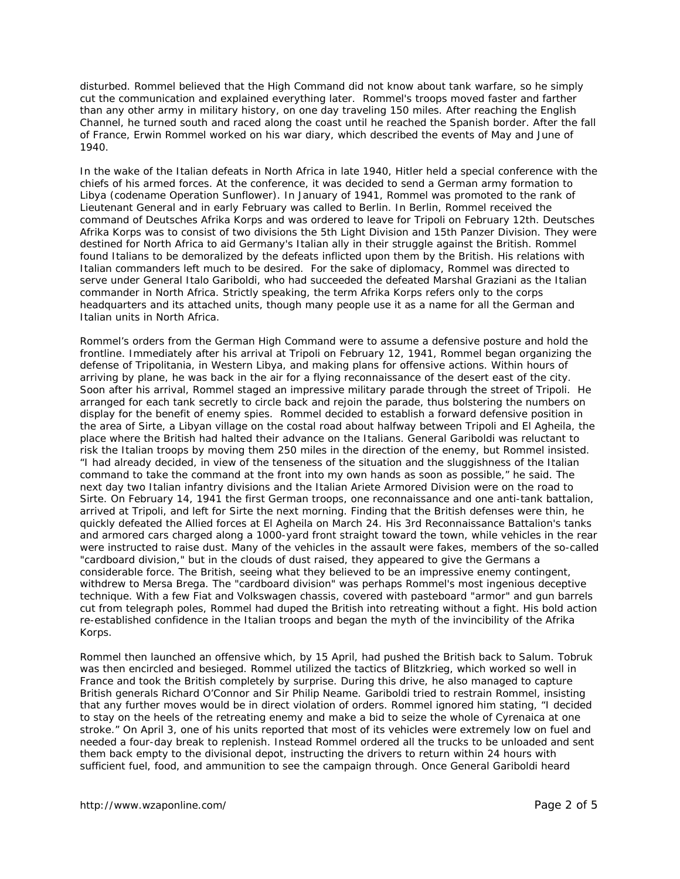disturbed. Rommel believed that the High Command did not know about tank warfare, so he simply cut the communication and explained everything later. Rommel's troops moved faster and farther than any other army in military history, on one day traveling 150 miles. After reaching the English Channel, he turned south and raced along the coast until he reached the Spanish border. After the fall of France, Erwin Rommel worked on his war diary, which described the events of May and June of 1940.

In the wake of the Italian defeats in North Africa in late 1940, Hitler held a special conference with the chiefs of his armed forces. At the conference, it was decided to send a German army formation to Libya (codename Operation Sunflower). In January of 1941, Rommel was promoted to the rank of Lieutenant General and in early February was called to Berlin. In Berlin, Rommel received the command of Deutsches Afrika Korps and was ordered to leave for Tripoli on February 12th. Deutsches Afrika Korps was to consist of two divisions the 5th Light Division and 15th Panzer Division. They were destined for North Africa to aid Germany's Italian ally in their struggle against the British. Rommel found Italians to be demoralized by the defeats inflicted upon them by the British. His relations with Italian commanders left much to be desired. For the sake of diplomacy, Rommel was directed to serve under General Italo Gariboldi, who had succeeded the defeated Marshal Graziani as the Italian commander in North Africa. Strictly speaking, the term Afrika Korps refers only to the corps headquarters and its attached units, though many people use it as a name for all the German and Italian units in North Africa.

Rommel's orders from the German High Command were to assume a defensive posture and hold the frontline. Immediately after his arrival at Tripoli on February 12, 1941, Rommel began organizing the defense of Tripolitania, in Western Libya, and making plans for offensive actions. Within hours of arriving by plane, he was back in the air for a flying reconnaissance of the desert east of the city. Soon after his arrival, Rommel staged an impressive military parade through the street of Tripoli. He arranged for each tank secretly to circle back and rejoin the parade, thus bolstering the numbers on display for the benefit of enemy spies. Rommel decided to establish a forward defensive position in the area of Sirte, a Libyan village on the costal road about halfway between Tripoli and El Agheila, the place where the British had halted their advance on the Italians. General Gariboldi was reluctant to risk the Italian troops by moving them 250 miles in the direction of the enemy, but Rommel insisted. "I had already decided, in view of the tenseness of the situation and the sluggishness of the Italian command to take the command at the front into my own hands as soon as possible," he said. The next day two Italian infantry divisions and the Italian Ariete Armored Division were on the road to Sirte. On February 14, 1941 the first German troops, one reconnaissance and one anti-tank battalion, arrived at Tripoli, and left for Sirte the next morning. Finding that the British defenses were thin, he quickly defeated the Allied forces at El Agheila on March 24. His 3rd Reconnaissance Battalion's tanks and armored cars charged along a 1000-yard front straight toward the town, while vehicles in the rear were instructed to raise dust. Many of the vehicles in the assault were fakes, members of the so-called "cardboard division," but in the clouds of dust raised, they appeared to give the Germans a considerable force. The British, seeing what they believed to be an impressive enemy contingent, withdrew to Mersa Brega. The "cardboard division" was perhaps Rommel's most ingenious deceptive technique. With a few Fiat and Volkswagen chassis, covered with pasteboard "armor" and gun barrels cut from telegraph poles, Rommel had duped the British into retreating without a fight. His bold action re-established confidence in the Italian troops and began the myth of the invincibility of the Afrika Korps.

Rommel then launched an offensive which, by 15 April, had pushed the British back to Salum. Tobruk was then encircled and besieged. Rommel utilized the tactics of Blitzkrieg, which worked so well in France and took the British completely by surprise. During this drive, he also managed to capture British generals Richard O'Connor and Sir Philip Neame. Gariboldi tried to restrain Rommel, insisting that any further moves would be in direct violation of orders. Rommel ignored him stating, "I decided to stay on the heels of the retreating enemy and make a bid to seize the whole of Cyrenaica at one stroke." On April 3, one of his units reported that most of its vehicles were extremely low on fuel and needed a four-day break to replenish. Instead Rommel ordered all the trucks to be unloaded and sent them back empty to the divisional depot, instructing the drivers to return within 24 hours with sufficient fuel, food, and ammunition to see the campaign through. Once General Gariboldi heard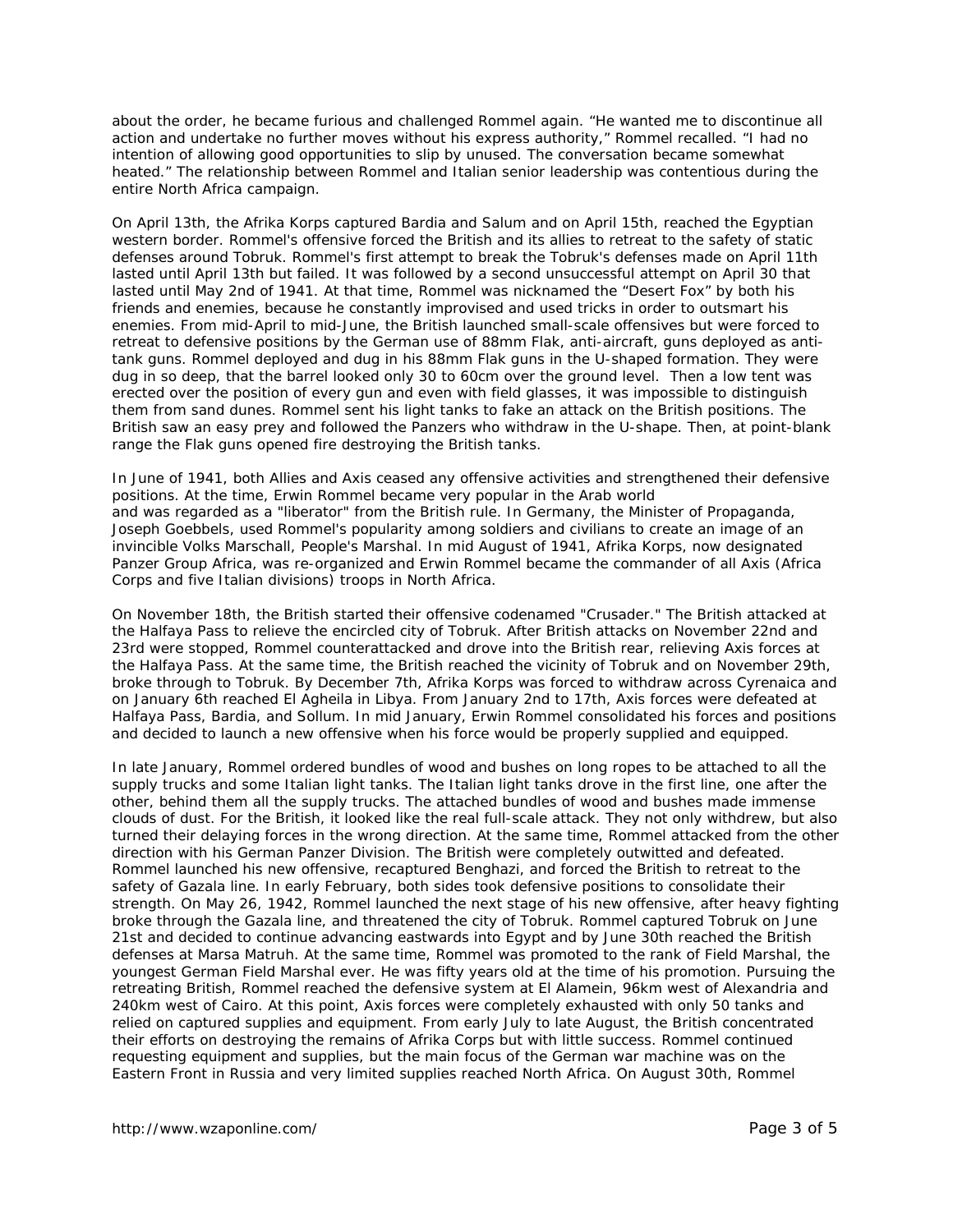about the order, he became furious and challenged Rommel again. “He wanted me to discontinue all action and undertake no further moves without his express authority,” Rommel recalled. “I had no intention of allowing good opportunities to slip by unused. The conversation became somewhat heated.” The relationship between Rommel and Italian senior leadership was contentious during the entire North Africa campaign.

On April 13th, the Afrika Korps captured Bardia and Salum and on April 15th, reached the Egyptian western border. Rommel's offensive forced the British and its allies to retreat to the safety of static defenses around Tobruk. Rommel's first attempt to break the Tobruk's defenses made on April 11th lasted until April 13th but failed. It was followed by a second unsuccessful attempt on April 30 that lasted until May 2nd of 1941. At that time, Rommel was nicknamed the “Desert Fox” by both his friends and enemies, because he constantly improvised and used tricks in order to outsmart his enemies. From mid-April to mid-June, the British launched small-scale offensives but were forced to retreat to defensive positions by the German use of 88mm Flak, anti-aircraft, guns deployed as anti-tank guns. Rommel deployed and dug in his 88mm Flak guns in the U-shaped formation. They were dug in so deep, that the barrel looked only 30 to 60cm over the ground level. Then a low tent was erected over the position of every gun and even with field glasses, it was impossible to distinguish them from sand dunes. Rommel sent his light tanks to fake an attack on the British positions. The British saw an easy prey and followed the Panzers who withdraw in the U-shape. Then, at point-blank range the Flak guns opened fire destroying the British tanks.

In June of 1941, both Allies and Axis ceased any offensive activities and strengthened their defensive positions. At the time, Erwin Rommel became very popular in the Arab world and was regarded as a "liberator" from the British rule. In Germany, the Minister of Propaganda, Joseph Goebbels, used Rommel's popularity among soldiers and civilians to create an image of an invincible Volks Marschall, People's Marshal. In mid August of 1941, Afrika Korps, now designated Panzer Group Africa, was re-organized and Erwin Rommel became the commander of all Axis (Africa Corps and five Italian divisions) troops in North Africa.

On November 18th, the British started their offensive codenamed "Crusader." The British attacked at the Halfaya Pass to relieve the encircled city of Tobruk. After British attacks on November 22nd and 23rd were stopped, Rommel counterattacked and drove into the British rear, relieving Axis forces at the Halfaya Pass. At the same time, the British reached the vicinity of Tobruk and on November 29th, broke through to Tobruk. By December 7th, Afrika Korps was forced to withdraw across Cyrenaica and on January 6th reached El Agheila in Libya. From January 2nd to 17th, Axis forces were defeated at Halfaya Pass, Bardia, and Sollum. In mid January, Erwin Rommel consolidated his forces and positions and decided to launch a new offensive when his force would be properly supplied and equipped.

In late January, Rommel ordered bundles of wood and bushes on long ropes to be attached to all the supply trucks and some Italian light tanks. The Italian light tanks drove in the first line, one after the other, behind them all the supply trucks. The attached bundles of wood and bushes made immense clouds of dust. For the British, it looked like the real full-scale attack. They not only withdrew, but also turned their delaying forces in the wrong direction. At the same time, Rommel attacked from the other direction with his German Panzer Division. The British were completely outwitted and defeated. Rommel launched his new offensive, recaptured Benghazi, and forced the British to retreat to the safety of Gazala line. In early February, both sides took defensive positions to consolidate their strength. On May 26, 1942, Rommel launched the next stage of his new offensive, after heavy fighting broke through the Gazala line, and threatened the city of Tobruk. Rommel captured Tobruk on June 21st and decided to continue advancing eastwards into Egypt and by June 30th reached the British defenses at Marsa Matruh. At the same time, Rommel was promoted to the rank of Field Marshal, the youngest German Field Marshal ever. He was fifty years old at the time of his promotion. Pursuing the retreating British, Rommel reached the defensive system at El Alamein, 96km west of Alexandria and 240km west of Cairo. At this point, Axis forces were completely exhausted with only 50 tanks and relied on captured supplies and equipment. From early July to late August, the British concentrated their efforts on destroying the remains of Afrika Corps but with little success. Rommel continued requesting equipment and supplies, but the main focus of the German war machine was on the Eastern Front in Russia and very limited supplies reached North Africa. On August 30th, Rommel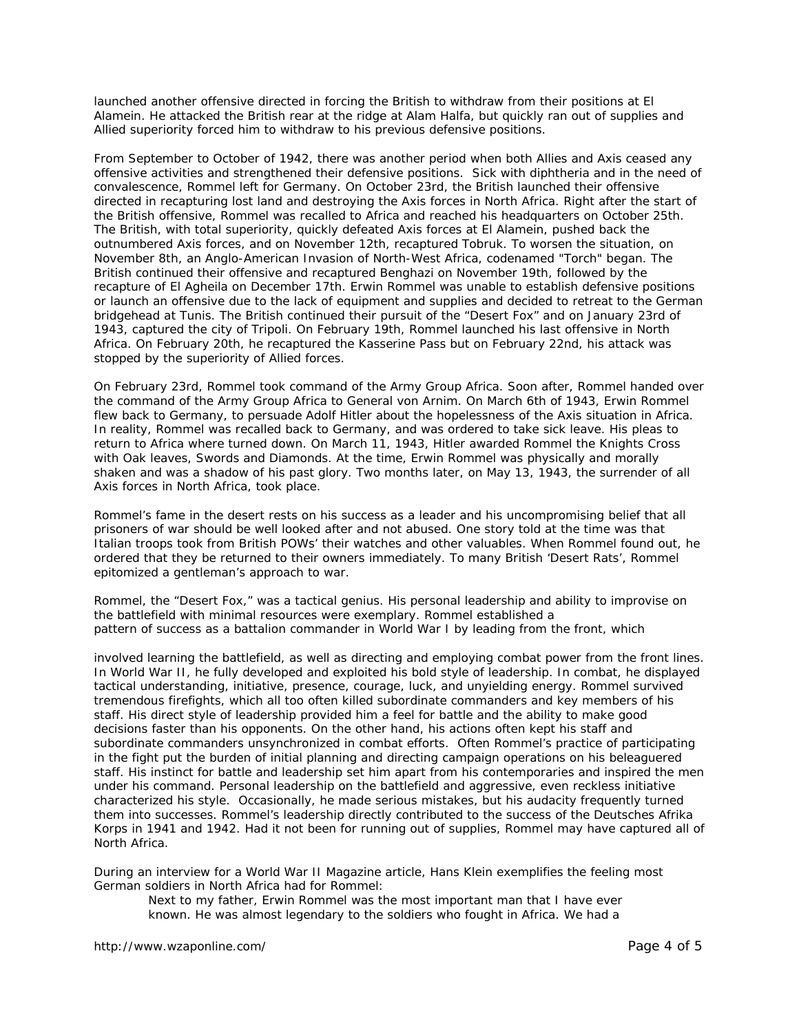launched another offensive directed in forcing the British to withdraw from their positions at El Alamein. He attacked the British rear at the ridge at Alam Halfa, but quickly ran out of supplies and Allied superiority forced him to withdraw to his previous defensive positions.

From September to October of 1942, there was another period when both Allies and Axis ceased any offensive activities and strengthened their defensive positions. Sick with diphtheria and in the need of convalescence, Rommel left for Germany. On October 23rd, the British launched their offensive directed in recapturing lost land and destroying the Axis forces in North Africa. Right after the start of the British offensive, Rommel was recalled to Africa and reached his headquarters on October 25th. The British, with total superiority, quickly defeated Axis forces at El Alamein, pushed back the outnumbered Axis forces, and on November 12th, recaptured Tobruk. To worsen the situation, on November 8th, an Anglo-American Invasion of North-West Africa, codenamed "Torch" began. The British continued their offensive and recaptured Benghazi on November 19th, followed by the recapture of El Agheila on December 17th. Erwin Rommel was unable to establish defensive positions or launch an offensive due to the lack of equipment and supplies and decided to retreat to the German bridgehead at Tunis. The British continued their pursuit of the "Desert Fox" and on January 23rd of 1943, captured the city of Tripoli. On February 19th, Rommel launched his last offensive in North Africa. On February 20th, he recaptured the Kasserine Pass but on February 22nd, his attack was stopped by the superiority of Allied forces.

On February 23rd, Rommel took command of the Army Group Africa. Soon after, Rommel handed over the command of the Army Group Africa to General von Arnim. On March 6th of 1943, Erwin Rommel flew back to Germany, to persuade Adolf Hitler about the hopelessness of the Axis situation in Africa. In reality, Rommel was recalled back to Germany, and was ordered to take sick leave. His pleas to return to Africa where turned down. On March 11, 1943, Hitler awarded Rommel the Knights Cross with Oak leaves, Swords and Diamonds. At the time, Erwin Rommel was physically and morally shaken and was a shadow of his past glory. Two months later, on May 13, 1943, the surrender of all Axis forces in North Africa, took place.

Rommel's fame in the desert rests on his success as a leader and his uncompromising belief that all prisoners of war should be well looked after and not abused. One story told at the time was that Italian troops took from British POWs' their watches and other valuables. When Rommel found out, he ordered that they be returned to their owners immediately. To many British 'Desert Rats', Rommel epitomized a gentleman's approach to war.

Rommel, the "Desert Fox," was a tactical genius. His personal leadership and ability to improvise on the battlefield with minimal resources were exemplary. Rommel established a pattern of success as a battalion commander in World War I by leading from the front, which involved learning the battlefield, as well as directing and employing combat power from the front lines. In World War II, he fully developed and exploited his bold style of leadership. In combat, he displayed tactical understanding, initiative, presence, courage, luck, and unyielding energy. Rommel survived tremendous firefights, which all too often killed subordinate commanders and key members of his staff. His direct style of leadership provided him a feel for battle and the ability to make good decisions faster than his opponents. On the other hand, his actions often kept his staff and subordinate commanders unsynchronized in combat efforts. Often Rommel's practice of participating in the fight put the burden of initial planning and directing campaign operations on his beleaguered staff. His instinct for battle and leadership set him apart from his contemporaries and inspired the men under his command. Personal leadership on the battlefield and aggressive, even reckless initiative characterized his style. Occasionally, he made serious mistakes, but his audacity frequently turned them into successes. Rommel's leadership directly contributed to the success of the Deutsches Afrika Korps in 1941 and 1942. Had it not been for running out of supplies, Rommel may have captured all of North Africa.

During an interview for a World War II Magazine article, Hans Klein exemplifies the feeling most German soldiers in North Africa had for Rommel:

> Next to my father, Erwin Rommel was the most important man that I have ever known. He was almost legendary to the soldiers who fought in Africa. We had a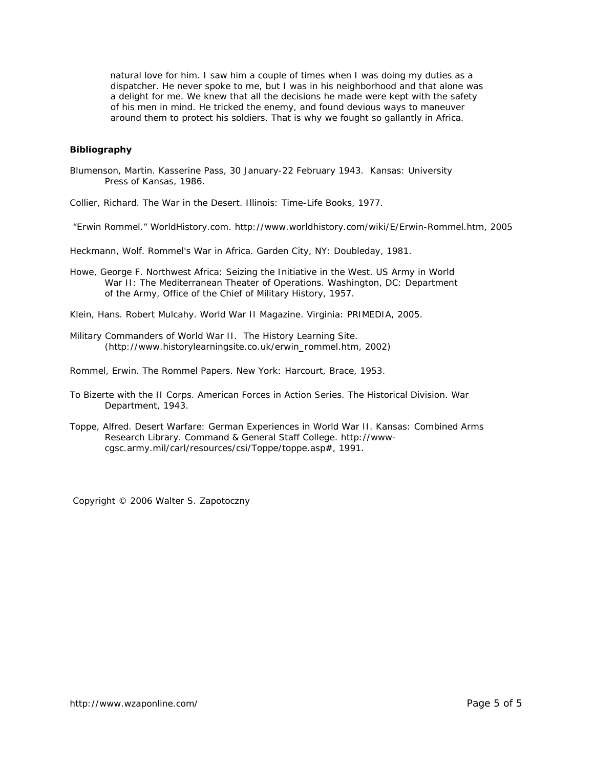> natural love for him. I saw him a couple of times when I was doing my duties as a dispatcher. He never spoke to me, but I was in his neighborhood and that alone was a delight for me. We knew that all the decisions he made were kept with the safety of his men in mind. He tricked the enemy, and found devious ways to maneuver around them to protect his soldiers. That is why we fought so gallantly in Africa.

**Bibliography**

Blumenson, Martin. Kasserine Pass, 30 January-22 February 1943. Kansas: University Press of Kansas, 1986.

Collier, Richard. The War in the Desert. Illinois: Time-Life Books, 1977.

"Erwin Rommel." WorldHistory.com. http://www.worldhistory.com/wiki/E/Erwin-Rommel.htm, 2005

Heckmann, Wolf. Rommel's War in Africa. Garden City, NY: Doubleday, 1981.

Howe, George F. Northwest Africa: Seizing the Initiative in the West. US Army in World War II: The Mediterranean Theater of Operations. Washington, DC: Department of the Army, Office of the Chief of Military History, 1957.

Klein, Hans. Robert Mulcahy. World War II Magazine. Virginia: PRIMEDIA, 2005.

Military Commanders of World War II. The History Learning Site. (http://www.historylearningsite.co.uk/erwin_rommel.htm, 2002)

Rommel, Erwin. The Rommel Papers. New York: Harcourt, Brace, 1953.

To Bizerte with the II Corps. American Forces in Action Series. The Historical Division. War Department, 1943.

Toppe, Alfred. Desert Warfare: German Experiences in World War II. Kansas: Combined Arms Research Library. Command & General Staff College. http://www-cgsc.army.mil/carl/resources/csi/Toppe/toppe.asp#, 1991.

Copyright © 2006 Walter S. Zapotoczny